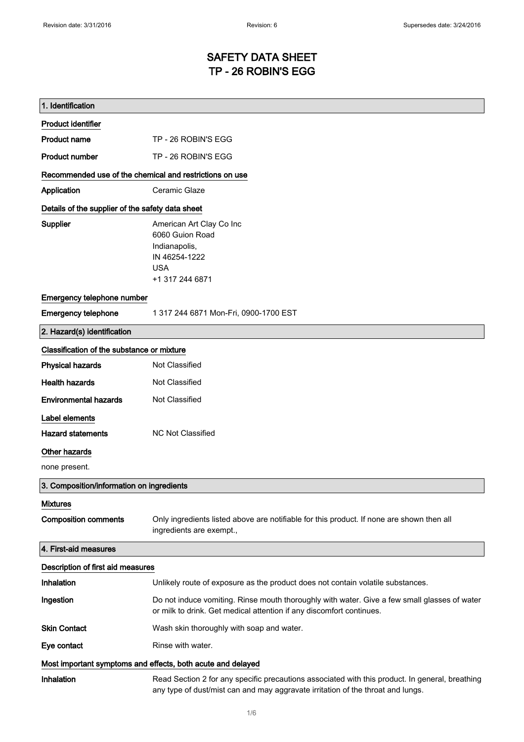# SAFETY DATA SHEET
# TP - 26 ROBIN'S EGG

## 1. Identification

### Product identifier

**Product name** TP - 26 ROBIN'S EGG

**Product number** TP - 26 ROBIN'S EGG

### Recommended use of the chemical and restrictions on use

**Application** Ceramic Glaze

### Details of the supplier of the safety data sheet

**Supplier**
American Art Clay Co Inc
6060 Guion Road
Indianapolis,
IN 46254-1222
USA
+1 317 244 6871

### Emergency telephone number

**Emergency telephone** 1 317 244 6871 Mon-Fri, 0900-1700 EST

## 2. Hazard(s) identification

### Classification of the substance or mixture

**Physical hazards** Not Classified

**Health hazards** Not Classified

**Environmental hazards** Not Classified

### Label elements

**Hazard statements** NC Not Classified

### Other hazards

none present.

## 3. Composition/information on ingredients

### Mixtures

**Composition comments** Only ingredients listed above are notifiable for this product. If none are shown then all ingredients are exempt.,

## 4. First-aid measures

### Description of first aid measures

**Inhalation** Unlikely route of exposure as the product does not contain volatile substances.

**Ingestion** Do not induce vomiting. Rinse mouth thoroughly with water. Give a few small glasses of water or milk to drink. Get medical attention if any discomfort continues.

**Skin Contact** Wash skin thoroughly with soap and water.

**Eye contact** Rinse with water.

### Most important symptoms and effects, both acute and delayed

**Inhalation** Read Section 2 for any specific precautions associated with this product. In general, breathing any type of dust/mist can and may aggravate irritation of the throat and lungs.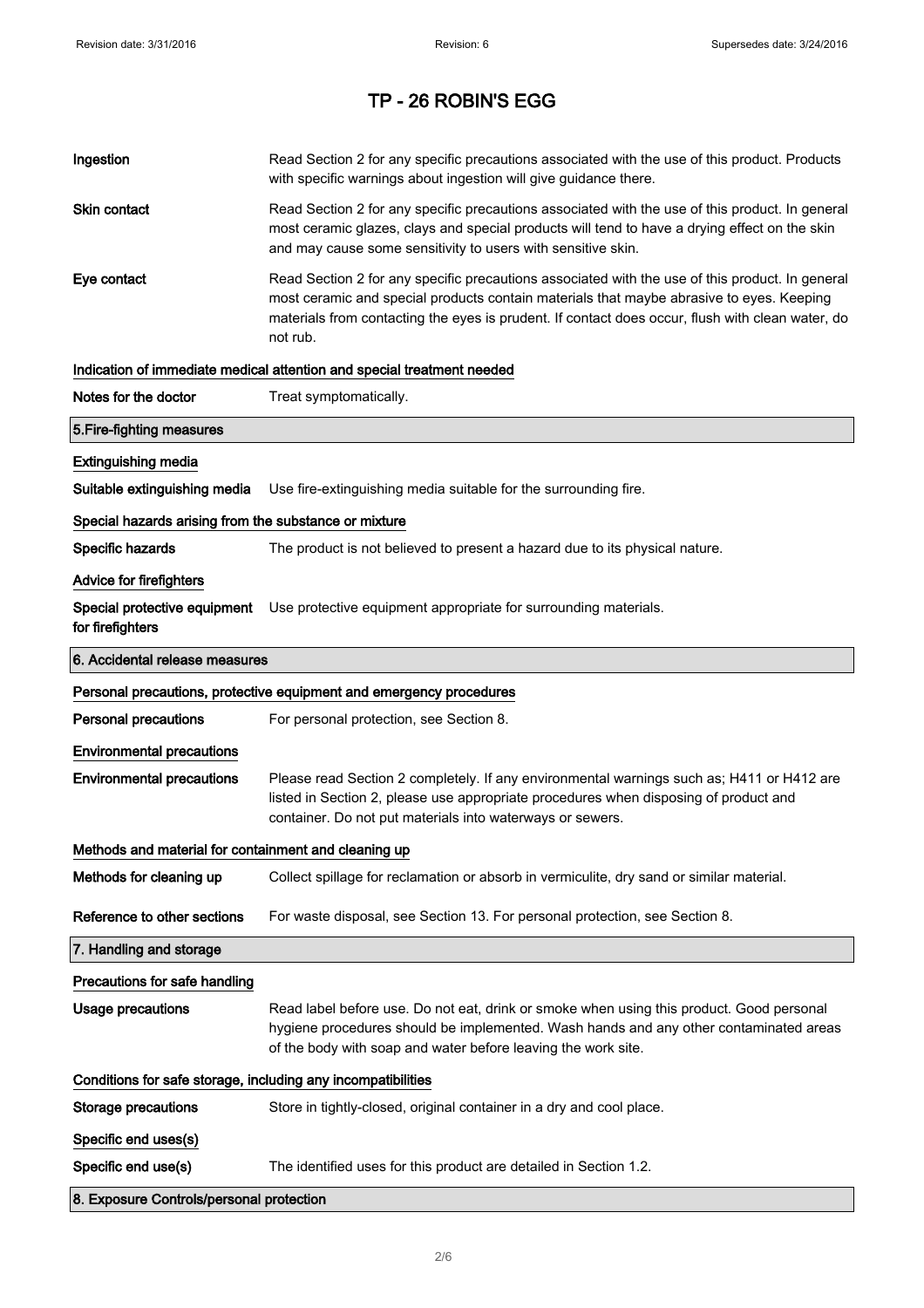# TP - 26 ROBIN'S EGG

**Ingestion** Read Section 2 for any specific precautions associated with the use of this product. Products with specific warnings about ingestion will give guidance there.

**Skin contact** Read Section 2 for any specific precautions associated with the use of this product. In general most ceramic glazes, clays and special products will tend to have a drying effect on the skin and may cause some sensitivity to users with sensitive skin.

**Eye contact** Read Section 2 for any specific precautions associated with the use of this product. In general most ceramic and special products contain materials that maybe abrasive to eyes. Keeping materials from contacting the eyes is prudent. If contact does occur, flush with clean water, do not rub.

### Indication of immediate medical attention and special treatment needed

**Notes for the doctor** Treat symptomatically.

## 5.Fire-fighting measures

### Extinguishing media

**Suitable extinguishing media** Use fire-extinguishing media suitable for the surrounding fire.

### Special hazards arising from the substance or mixture

**Specific hazards** The product is not believed to present a hazard due to its physical nature.

### Advice for firefighters

**Special protective equipment for firefighters** Use protective equipment appropriate for surrounding materials.

## 6. Accidental release measures

### Personal precautions, protective equipment and emergency procedures

**Personal precautions** For personal protection, see Section 8.

### Environmental precautions

**Environmental precautions** Please read Section 2 completely. If any environmental warnings such as; H411 or H412 are listed in Section 2, please use appropriate procedures when disposing of product and container. Do not put materials into waterways or sewers.

### Methods and material for containment and cleaning up

**Methods for cleaning up** Collect spillage for reclamation or absorb in vermiculite, dry sand or similar material.

**Reference to other sections** For waste disposal, see Section 13. For personal protection, see Section 8.

## 7. Handling and storage

### Precautions for safe handling

**Usage precautions** Read label before use. Do not eat, drink or smoke when using this product. Good personal hygiene procedures should be implemented. Wash hands and any other contaminated areas of the body with soap and water before leaving the work site.

### Conditions for safe storage, including any incompatibilities

**Storage precautions** Store in tightly-closed, original container in a dry and cool place.

### Specific end uses(s)

**Specific end use(s)** The identified uses for this product are detailed in Section 1.2.

## 8. Exposure Controls/personal protection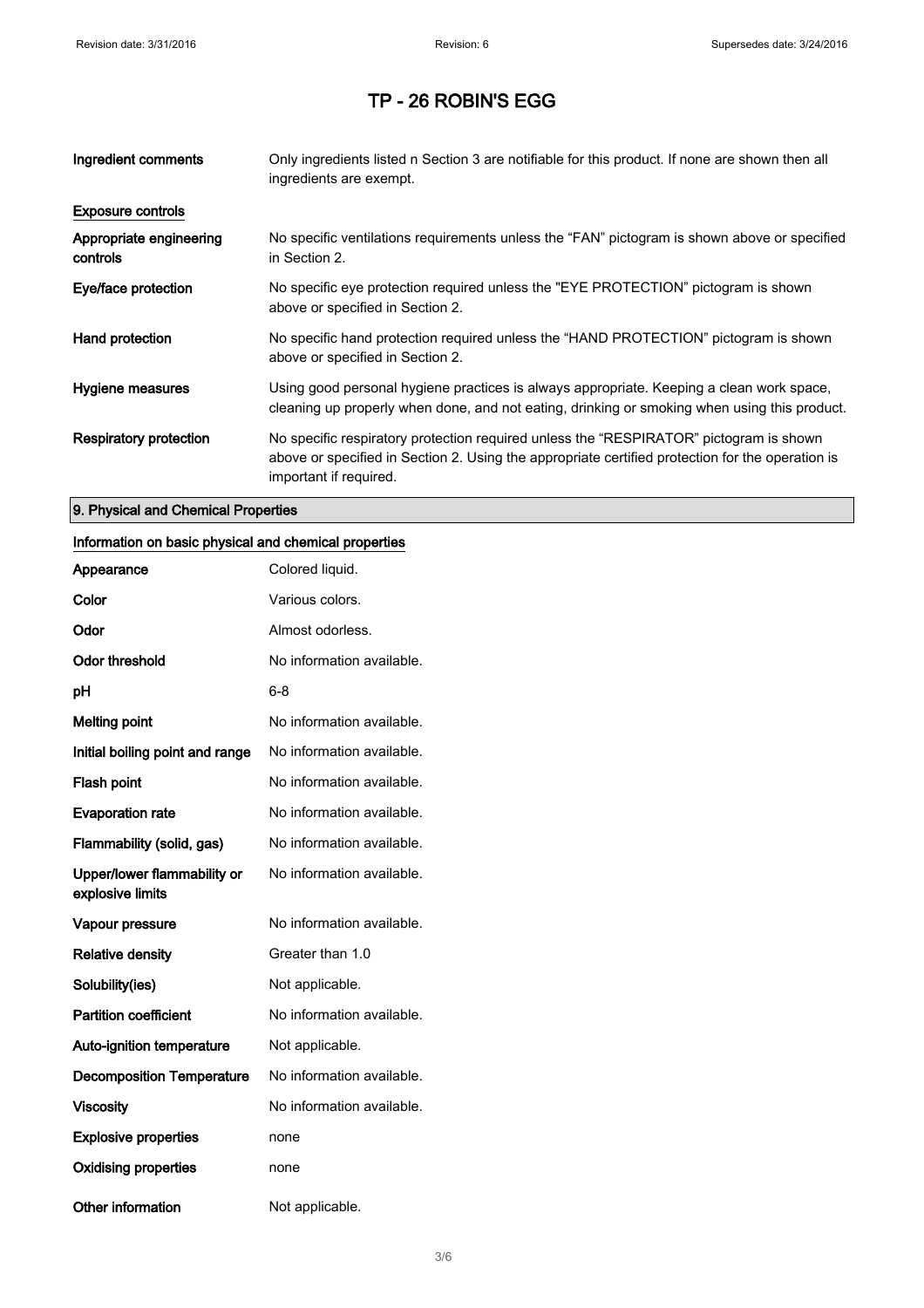# TP - 26 ROBIN'S EGG

| | |
|---|---|
| **Ingredient comments** | Only ingredients listed n Section 3 are notifiable for this product. If none are shown then all ingredients are exempt. |

**Exposure controls**

| | |
|---|---|
| **Appropriate engineering controls** | No specific ventilations requirements unless the “FAN” pictogram is shown above or specified in Section 2. |
| **Eye/face protection** | No specific eye protection required unless the "EYE PROTECTION” pictogram is shown above or specified in Section 2. |
| **Hand protection** | No specific hand protection required unless the “HAND PROTECTION” pictogram is shown above or specified in Section 2. |
| **Hygiene measures** | Using good personal hygiene practices is always appropriate. Keeping a clean work space, cleaning up properly when done, and not eating, drinking or smoking when using this product. |
| **Respiratory protection** | No specific respiratory protection required unless the “RESPIRATOR” pictogram is shown above or specified in Section 2. Using the appropriate certified protection for the operation is important if required. |

## 9. Physical and Chemical Properties

**Information on basic physical and chemical properties**

| | |
|---|---|
| **Appearance** | Colored liquid. |
| **Color** | Various colors. |
| **Odor** | Almost odorless. |
| **Odor threshold** | No information available. |
| **pH** | 6-8 |
| **Melting point** | No information available. |
| **Initial boiling point and range** | No information available. |
| **Flash point** | No information available. |
| **Evaporation rate** | No information available. |
| **Flammability (solid, gas)** | No information available. |
| **Upper/lower flammability or explosive limits** | No information available. |
| **Vapour pressure** | No information available. |
| **Relative density** | Greater than 1.0 |
| **Solubility(ies)** | Not applicable. |
| **Partition coefficient** | No information available. |
| **Auto-ignition temperature** | Not applicable. |
| **Decomposition Temperature** | No information available. |
| **Viscosity** | No information available. |
| **Explosive properties** | none |
| **Oxidising properties** | none |
| **Other information** | Not applicable. |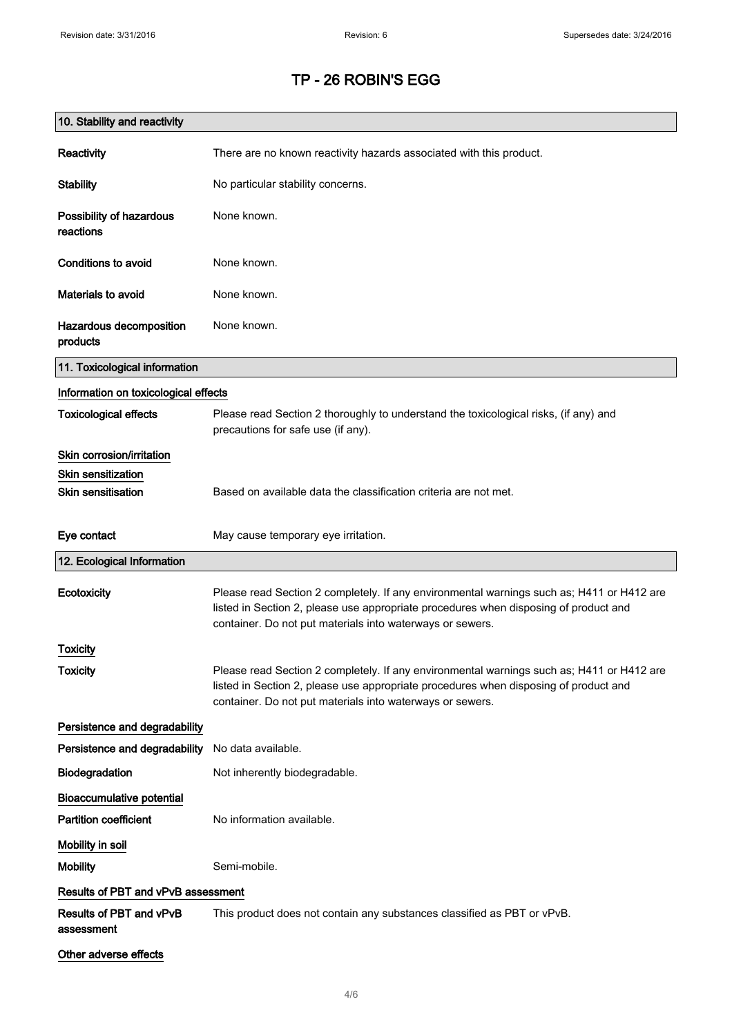# TP - 26 ROBIN'S EGG

## 10. Stability and reactivity

| | |
|---|---|
| **Reactivity** | There are no known reactivity hazards associated with this product. |
| **Stability** | No particular stability concerns. |
| **Possibility of hazardous reactions** | None known. |
| **Conditions to avoid** | None known. |
| **Materials to avoid** | None known. |
| **Hazardous decomposition products** | None known. |

## 11. Toxicological information

### Information on toxicological effects

| | |
|---|---|
| **Toxicological effects** | Please read Section 2 thoroughly to understand the toxicological risks, (if any) and precautions for safe use (if any). |

### Skin corrosion/irritation

### Skin sensitization

| | |
|---|---|
| **Skin sensitisation** | Based on available data the classification criteria are not met. |
| **Eye contact** | May cause temporary eye irritation. |

## 12. Ecological Information

| | |
|---|---|
| **Ecotoxicity** | Please read Section 2 completely. If any environmental warnings such as; H411 or H412 are listed in Section 2, please use appropriate procedures when disposing of product and container. Do not put materials into waterways or sewers. |

### Toxicity

| | |
|---|---|
| **Toxicity** | Please read Section 2 completely. If any environmental warnings such as; H411 or H412 are listed in Section 2, please use appropriate procedures when disposing of product and container. Do not put materials into waterways or sewers. |

### Persistence and degradability

| | |
|---|---|
| **Persistence and degradability** | No data available. |
| **Biodegradation** | Not inherently biodegradable. |

### Bioaccumulative potential

| | |
|---|---|
| **Partition coefficient** | No information available. |

### Mobility in soil

| | |
|---|---|
| **Mobility** | Semi-mobile. |

### Results of PBT and vPvB assessment

| | |
|---|---|
| **Results of PBT and vPvB assessment** | This product does not contain any substances classified as PBT or vPvB. |

### Other adverse effects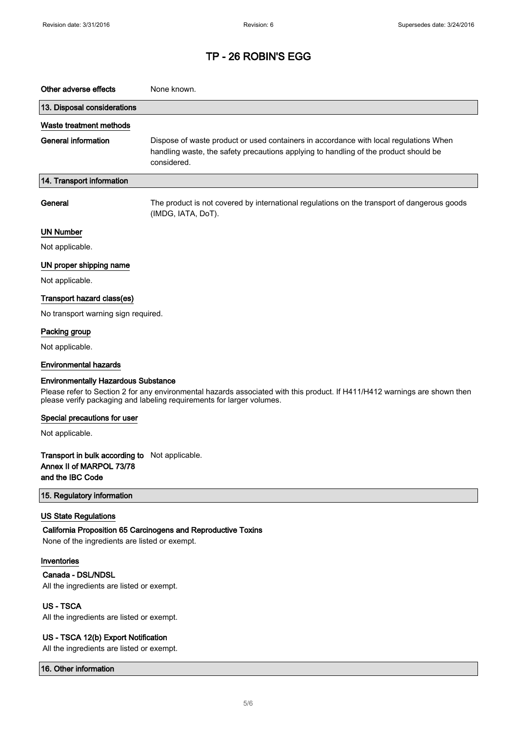# TP - 26 ROBIN'S EGG

**Other adverse effects** None known.

## 13. Disposal considerations

### Waste treatment methods

**General information** Dispose of waste product or used containers in accordance with local regulations When handling waste, the safety precautions applying to handling of the product should be considered.

## 14. Transport information

**General** The product is not covered by international regulations on the transport of dangerous goods (IMDG, IATA, DoT).

### UN Number

Not applicable.

### UN proper shipping name

Not applicable.

### Transport hazard class(es)

No transport warning sign required.

### Packing group

Not applicable.

### Environmental hazards

**Environmentally Hazardous Substance**

Please refer to Section 2 for any environmental hazards associated with this product. If H411/H412 warnings are shown then please verify packaging and labeling requirements for larger volumes.

### Special precautions for user

Not applicable.

**Transport in bulk according to Annex II of MARPOL 73/78 and the IBC Code** Not applicable.

## 15. Regulatory information

### US State Regulations

**California Proposition 65 Carcinogens and Reproductive Toxins**

None of the ingredients are listed or exempt.

### Inventories

**Canada - DSL/NDSL**

All the ingredients are listed or exempt.

**US - TSCA**

All the ingredients are listed or exempt.

**US - TSCA 12(b) Export Notification**

All the ingredients are listed or exempt.

## 16. Other information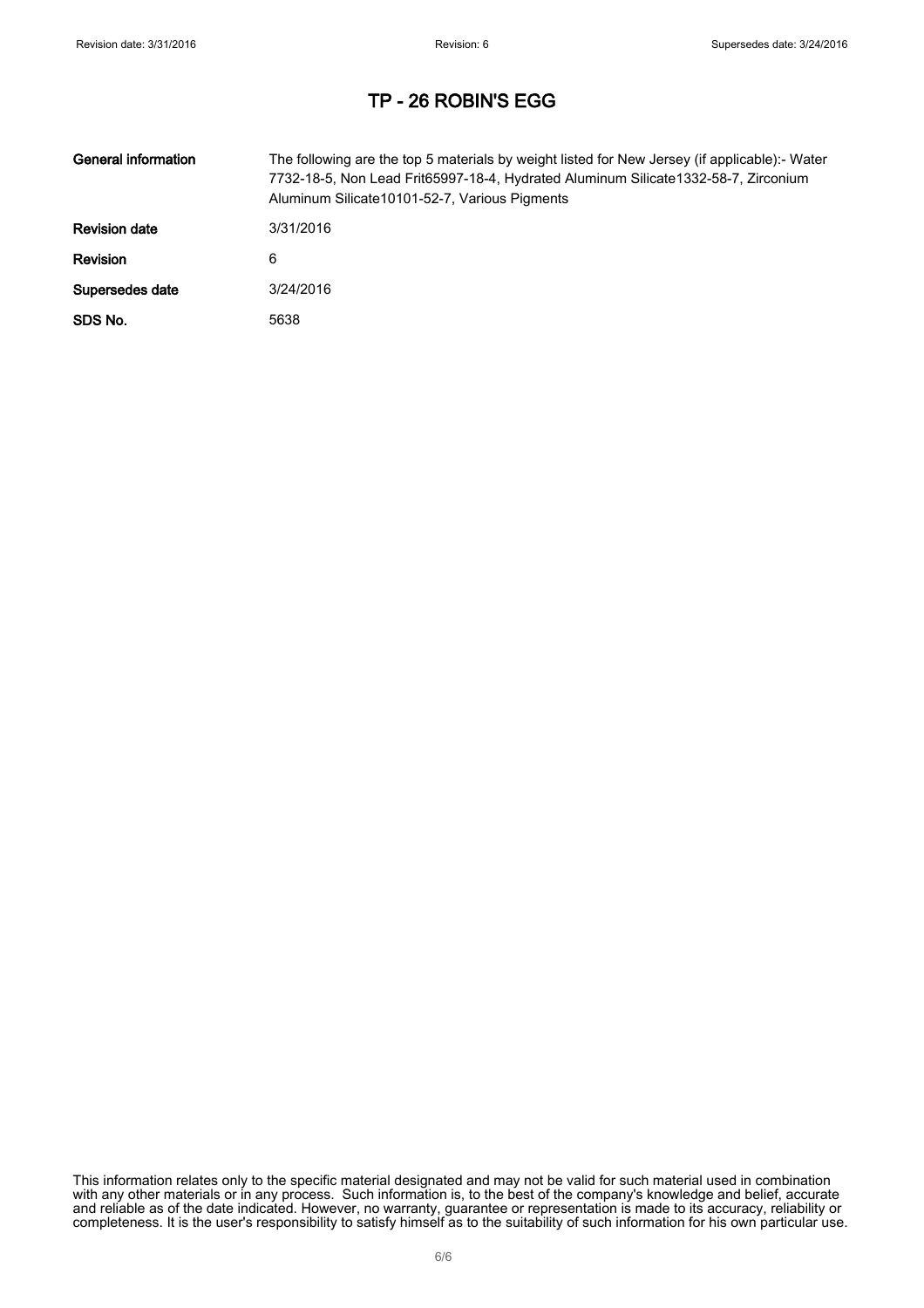# TP - 26 ROBIN'S EGG

| | |
|---|---|
| **General information** | The following are the top 5 materials by weight listed for New Jersey (if applicable):- Water 7732-18-5, Non Lead Frit65997-18-4, Hydrated Aluminum Silicate1332-58-7, Zirconium Aluminum Silicate10101-52-7, Various Pigments |
| **Revision date** | 3/31/2016 |
| **Revision** | 6 |
| **Supersedes date** | 3/24/2016 |
| **SDS No.** | 5638 |

This information relates only to the specific material designated and may not be valid for such material used in combination with any other materials or in any process. Such information is, to the best of the company's knowledge and belief, accurate and reliable as of the date indicated. However, no warranty, guarantee or representation is made to its accuracy, reliability or completeness. It is the user's responsibility to satisfy himself as to the suitability of such information for his own particular use.